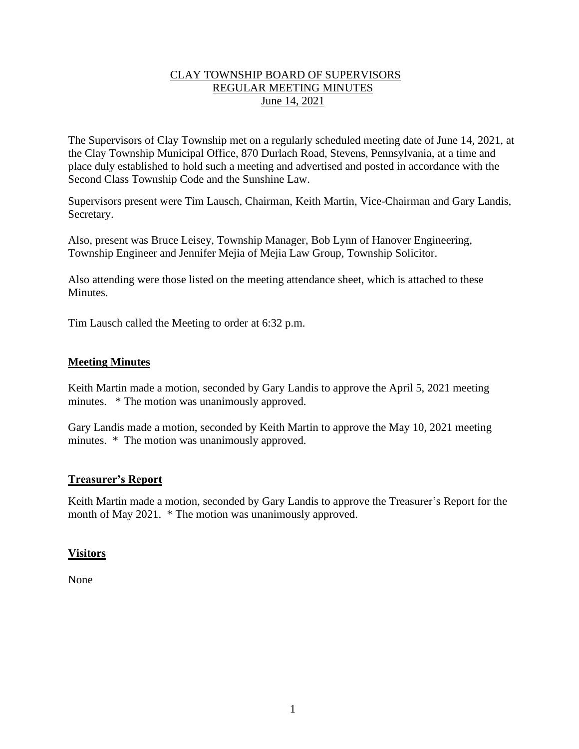# CLAY TOWNSHIP BOARD OF SUPERVISORS
## REGULAR MEETING MINUTES
### June 14, 2021

The Supervisors of Clay Township met on a regularly scheduled meeting date of June 14, 2021, at the Clay Township Municipal Office, 870 Durlach Road, Stevens, Pennsylvania, at a time and place duly established to hold such a meeting and advertised and posted in accordance with the Second Class Township Code and the Sunshine Law.

Supervisors present were Tim Lausch, Chairman, Keith Martin, Vice-Chairman and Gary Landis, Secretary.

Also, present was Bruce Leisey, Township Manager, Bob Lynn of Hanover Engineering, Township Engineer and Jennifer Mejia of Mejia Law Group, Township Solicitor.

Also attending were those listed on the meeting attendance sheet, which is attached to these Minutes.

Tim Lausch called the Meeting to order at 6:32 p.m.

**Meeting Minutes**

Keith Martin made a motion, seconded by Gary Landis to approve the April 5, 2021 meeting minutes. * The motion was unanimously approved.

Gary Landis made a motion, seconded by Keith Martin to approve the May 10, 2021 meeting minutes. * The motion was unanimously approved.

**Treasurer's Report**

Keith Martin made a motion, seconded by Gary Landis to approve the Treasurer's Report for the month of May 2021. * The motion was unanimously approved.

**Visitors**

None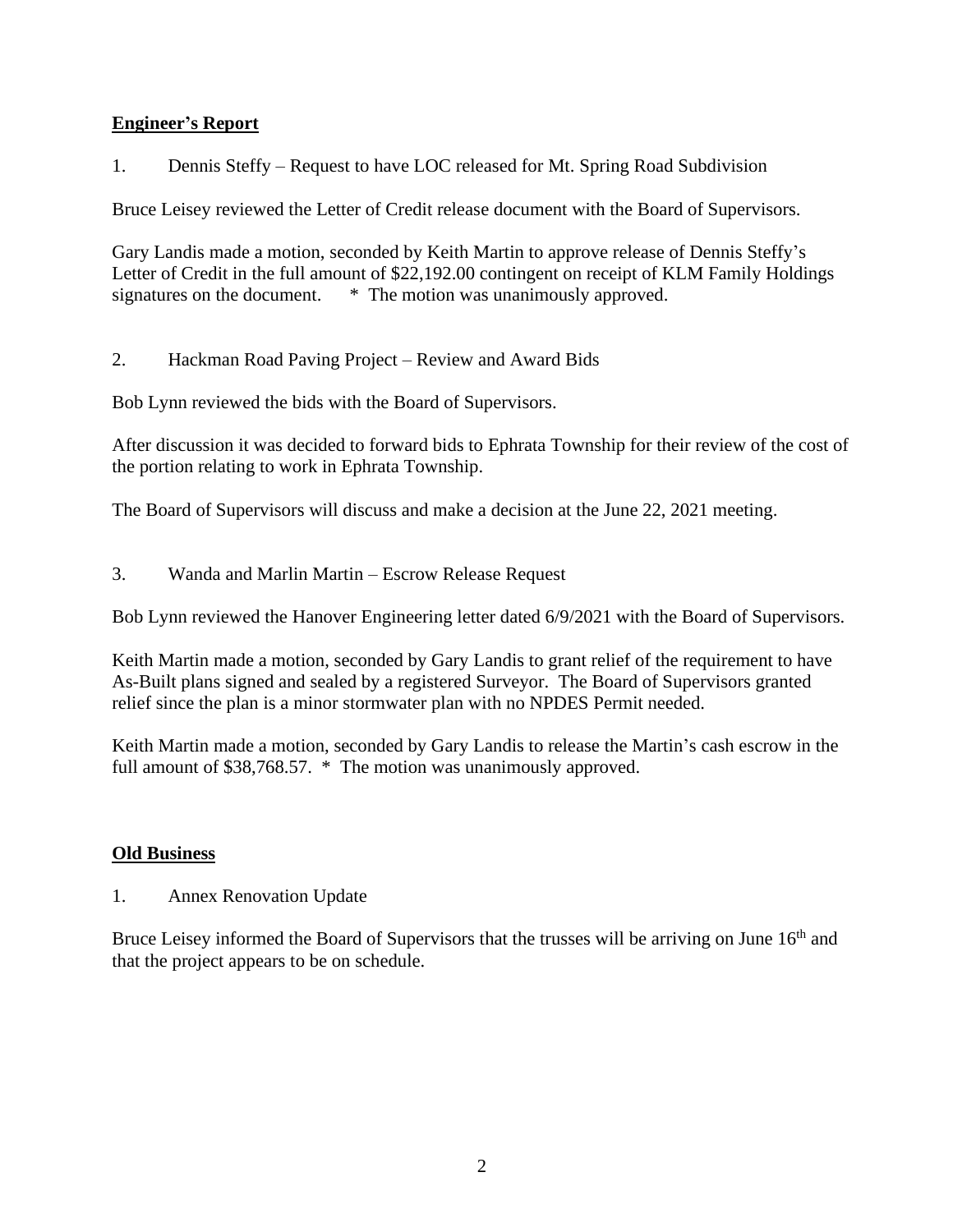## Engineer's Report

1. Dennis Steffy – Request to have LOC released for Mt. Spring Road Subdivision

Bruce Leisey reviewed the Letter of Credit release document with the Board of Supervisors.

Gary Landis made a motion, seconded by Keith Martin to approve release of Dennis Steffy's Letter of Credit in the full amount of $22,192.00 contingent on receipt of KLM Family Holdings signatures on the document. * The motion was unanimously approved.

2. Hackman Road Paving Project – Review and Award Bids

Bob Lynn reviewed the bids with the Board of Supervisors.

After discussion it was decided to forward bids to Ephrata Township for their review of the cost of the portion relating to work in Ephrata Township.

The Board of Supervisors will discuss and make a decision at the June 22, 2021 meeting.

3. Wanda and Marlin Martin – Escrow Release Request

Bob Lynn reviewed the Hanover Engineering letter dated 6/9/2021 with the Board of Supervisors.

Keith Martin made a motion, seconded by Gary Landis to grant relief of the requirement to have As-Built plans signed and sealed by a registered Surveyor. The Board of Supervisors granted relief since the plan is a minor stormwater plan with no NPDES Permit needed.

Keith Martin made a motion, seconded by Gary Landis to release the Martin's cash escrow in the full amount of $38,768.57. * The motion was unanimously approved.

## Old Business

1. Annex Renovation Update

Bruce Leisey informed the Board of Supervisors that the trusses will be arriving on June 16th and that the project appears to be on schedule.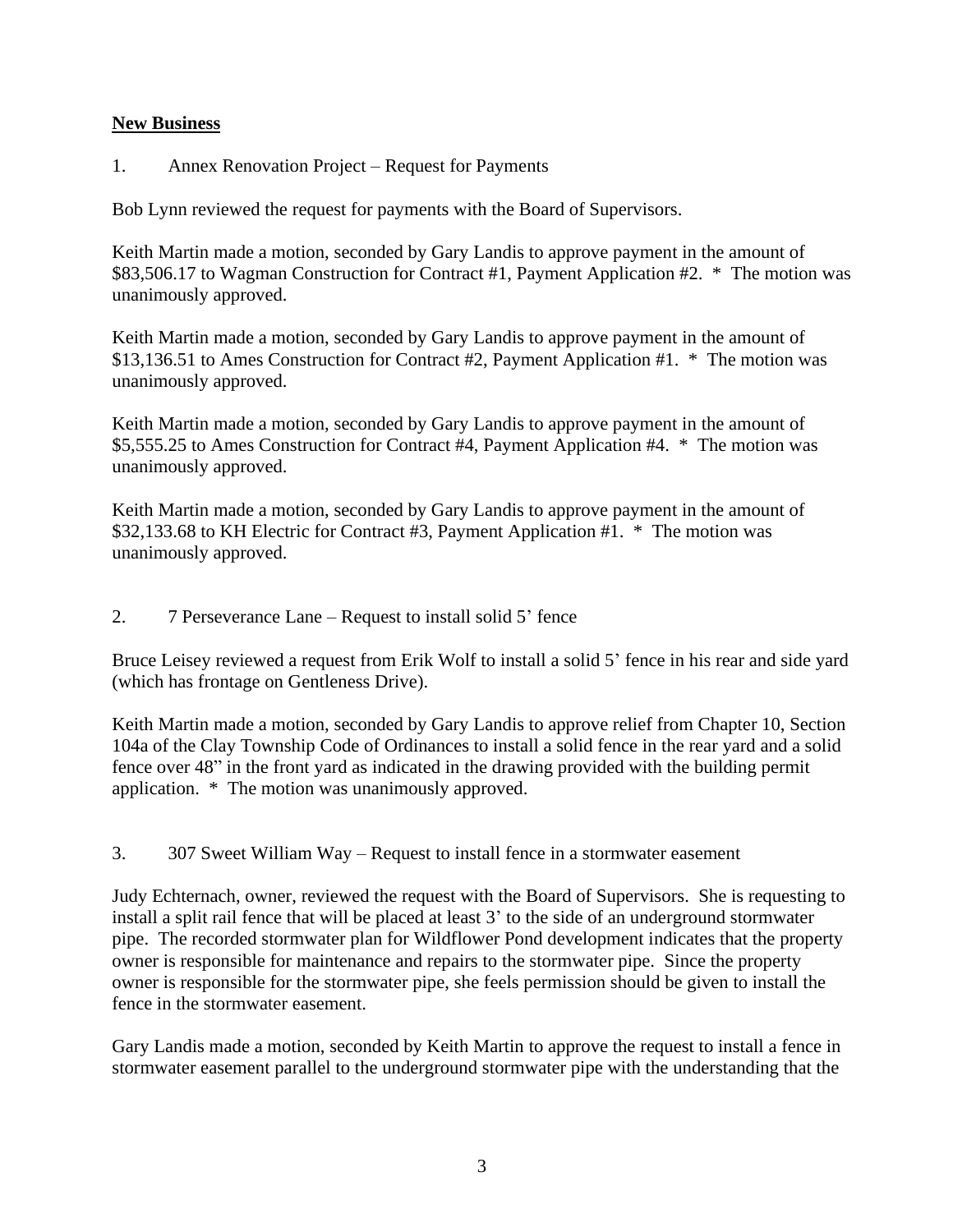## New Business

1. Annex Renovation Project – Request for Payments

Bob Lynn reviewed the request for payments with the Board of Supervisors.

Keith Martin made a motion, seconded by Gary Landis to approve payment in the amount of $83,506.17 to Wagman Construction for Contract #1, Payment Application #2. * The motion was unanimously approved.

Keith Martin made a motion, seconded by Gary Landis to approve payment in the amount of $13,136.51 to Ames Construction for Contract #2, Payment Application #1. * The motion was unanimously approved.

Keith Martin made a motion, seconded by Gary Landis to approve payment in the amount of $5,555.25 to Ames Construction for Contract #4, Payment Application #4. * The motion was unanimously approved.

Keith Martin made a motion, seconded by Gary Landis to approve payment in the amount of $32,133.68 to KH Electric for Contract #3, Payment Application #1. * The motion was unanimously approved.

2. 7 Perseverance Lane – Request to install solid 5' fence

Bruce Leisey reviewed a request from Erik Wolf to install a solid 5' fence in his rear and side yard (which has frontage on Gentleness Drive).

Keith Martin made a motion, seconded by Gary Landis to approve relief from Chapter 10, Section 104a of the Clay Township Code of Ordinances to install a solid fence in the rear yard and a solid fence over 48" in the front yard as indicated in the drawing provided with the building permit application. * The motion was unanimously approved.

3. 307 Sweet William Way – Request to install fence in a stormwater easement

Judy Echternach, owner, reviewed the request with the Board of Supervisors. She is requesting to install a split rail fence that will be placed at least 3' to the side of an underground stormwater pipe. The recorded stormwater plan for Wildflower Pond development indicates that the property owner is responsible for maintenance and repairs to the stormwater pipe. Since the property owner is responsible for the stormwater pipe, she feels permission should be given to install the fence in the stormwater easement.

Gary Landis made a motion, seconded by Keith Martin to approve the request to install a fence in stormwater easement parallel to the underground stormwater pipe with the understanding that the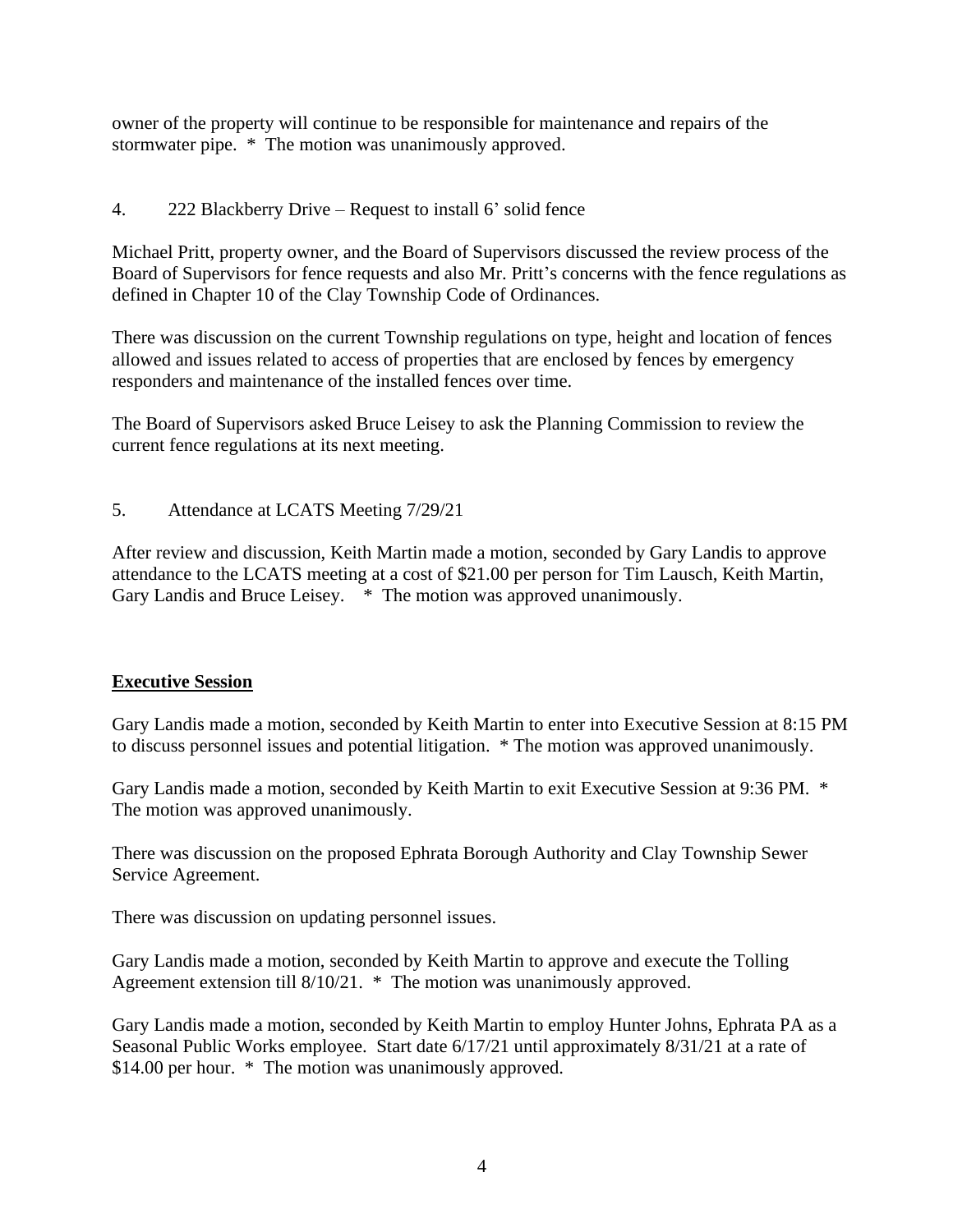owner of the property will continue to be responsible for maintenance and repairs of the stormwater pipe. * The motion was unanimously approved.

4. 222 Blackberry Drive – Request to install 6' solid fence

Michael Pritt, property owner, and the Board of Supervisors discussed the review process of the Board of Supervisors for fence requests and also Mr. Pritt's concerns with the fence regulations as defined in Chapter 10 of the Clay Township Code of Ordinances.

There was discussion on the current Township regulations on type, height and location of fences allowed and issues related to access of properties that are enclosed by fences by emergency responders and maintenance of the installed fences over time.

The Board of Supervisors asked Bruce Leisey to ask the Planning Commission to review the current fence regulations at its next meeting.

5. Attendance at LCATS Meeting 7/29/21

After review and discussion, Keith Martin made a motion, seconded by Gary Landis to approve attendance to the LCATS meeting at a cost of $21.00 per person for Tim Lausch, Keith Martin, Gary Landis and Bruce Leisey. * The motion was approved unanimously.

**Executive Session**

Gary Landis made a motion, seconded by Keith Martin to enter into Executive Session at 8:15 PM to discuss personnel issues and potential litigation. * The motion was approved unanimously.

Gary Landis made a motion, seconded by Keith Martin to exit Executive Session at 9:36 PM. * The motion was approved unanimously.

There was discussion on the proposed Ephrata Borough Authority and Clay Township Sewer Service Agreement.

There was discussion on updating personnel issues.

Gary Landis made a motion, seconded by Keith Martin to approve and execute the Tolling Agreement extension till 8/10/21. * The motion was unanimously approved.

Gary Landis made a motion, seconded by Keith Martin to employ Hunter Johns, Ephrata PA as a Seasonal Public Works employee. Start date 6/17/21 until approximately 8/31/21 at a rate of $14.00 per hour. * The motion was unanimously approved.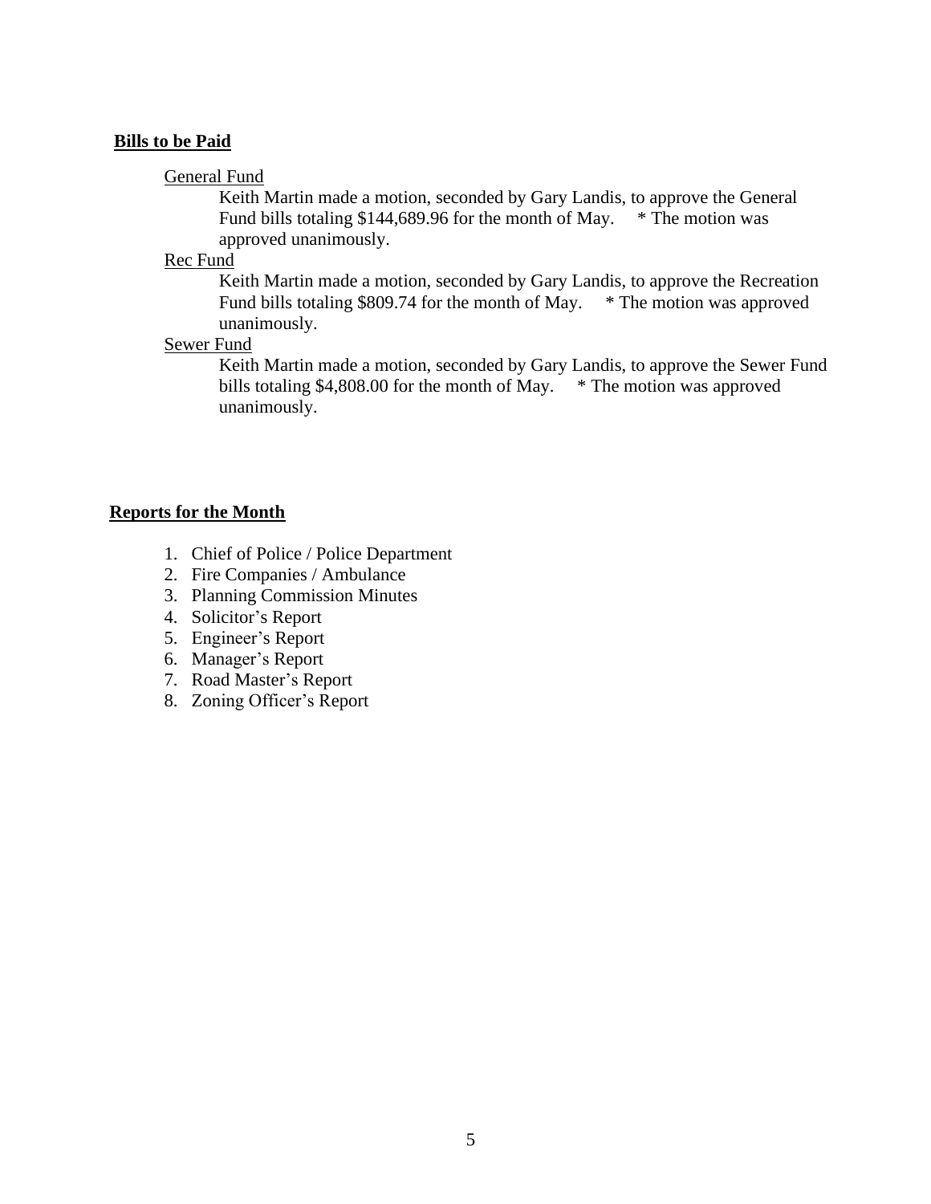**Bills to be Paid**

General Fund

Keith Martin made a motion, seconded by Gary Landis, to approve the General Fund bills totaling $144,689.96 for the month of May. * The motion was approved unanimously.

Rec Fund

Keith Martin made a motion, seconded by Gary Landis, to approve the Recreation Fund bills totaling $809.74 for the month of May. * The motion was approved unanimously.

Sewer Fund

Keith Martin made a motion, seconded by Gary Landis, to approve the Sewer Fund bills totaling $4,808.00 for the month of May. * The motion was approved unanimously.

**Reports for the Month**

1. Chief of Police / Police Department
2. Fire Companies / Ambulance
3. Planning Commission Minutes
4. Solicitor's Report
5. Engineer's Report
6. Manager's Report
7. Road Master's Report
8. Zoning Officer's Report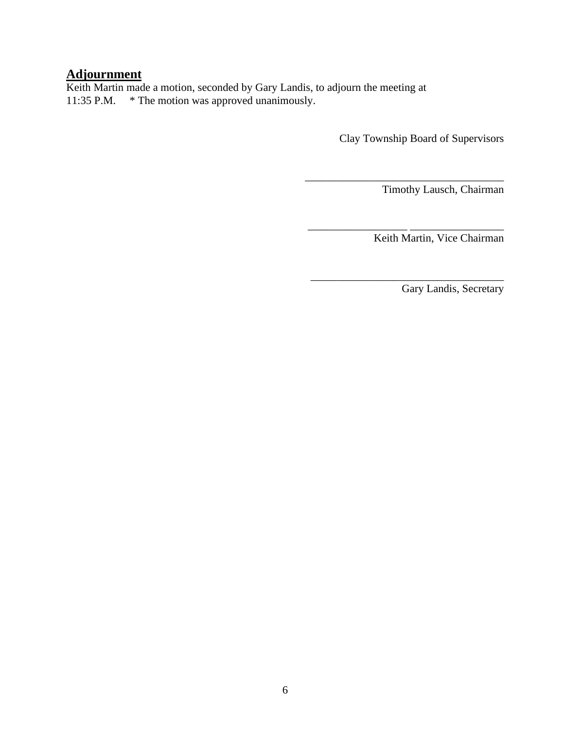## Adjournment

Keith Martin made a motion, seconded by Gary Landis, to adjourn the meeting at 11:35 P.M. * The motion was approved unanimously.

Clay Township Board of Supervisors

_____________________________________
Timothy Lausch, Chairman

__________________ ________________
Keith Martin, Vice Chairman

____________________________________
Gary Landis, Secretary